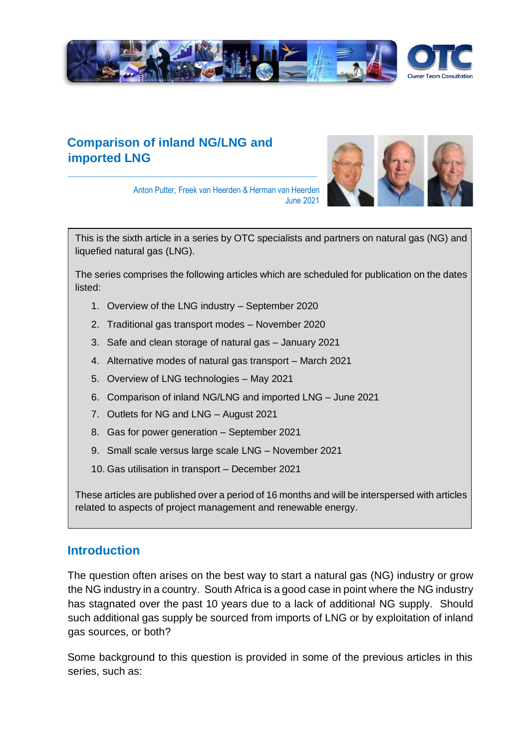# Comparison of inland NG/LNG and imported LNG

Anton Putter, Freek van Heerden & Herman van Heerden
June 2021

This is the sixth article in a series by OTC specialists and partners on natural gas (NG) and liquefied natural gas (LNG).

The series comprises the following articles which are scheduled for publication on the dates listed:

1. Overview of the LNG industry – September 2020
2. Traditional gas transport modes – November 2020
3. Safe and clean storage of natural gas – January 2021
4. Alternative modes of natural gas transport – March 2021
5. Overview of LNG technologies – May 2021
6. Comparison of inland NG/LNG and imported LNG – June 2021
7. Outlets for NG and LNG – August 2021
8. Gas for power generation – September 2021
9. Small scale versus large scale LNG – November 2021
10. Gas utilisation in transport – December 2021

These articles are published over a period of 16 months and will be interspersed with articles related to aspects of project management and renewable energy.

## Introduction

The question often arises on the best way to start a natural gas (NG) industry or grow the NG industry in a country. South Africa is a good case in point where the NG industry has stagnated over the past 10 years due to a lack of additional NG supply. Should such additional gas supply be sourced from imports of LNG or by exploitation of inland gas sources, or both?

Some background to this question is provided in some of the previous articles in this series, such as: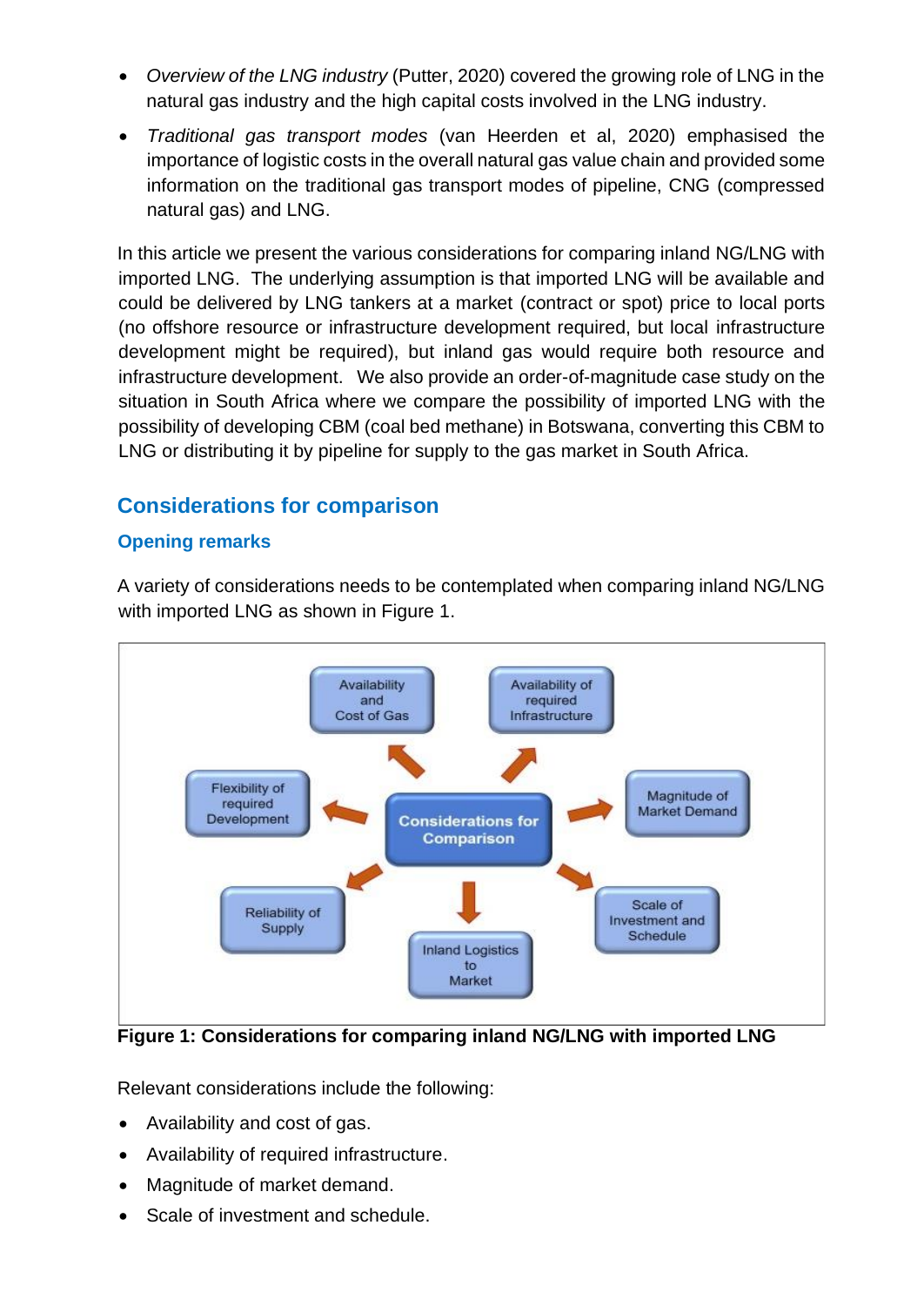- *Overview of the LNG industry* (Putter, 2020) covered the growing role of LNG in the natural gas industry and the high capital costs involved in the LNG industry.
- *Traditional gas transport modes* (van Heerden et al, 2020) emphasised the importance of logistic costs in the overall natural gas value chain and provided some information on the traditional gas transport modes of pipeline, CNG (compressed natural gas) and LNG.

In this article we present the various considerations for comparing inland NG/LNG with imported LNG. The underlying assumption is that imported LNG will be available and could be delivered by LNG tankers at a market (contract or spot) price to local ports (no offshore resource or infrastructure development required, but local infrastructure development might be required), but inland gas would require both resource and infrastructure development. We also provide an order-of-magnitude case study on the situation in South Africa where we compare the possibility of imported LNG with the possibility of developing CBM (coal bed methane) in Botswana, converting this CBM to LNG or distributing it by pipeline for supply to the gas market in South Africa.

## Considerations for comparison

### Opening remarks

A variety of considerations needs to be contemplated when comparing inland NG/LNG with imported LNG as shown in Figure 1.

**Figure 1: Considerations for comparing inland NG/LNG with imported LNG**

Relevant considerations include the following:

- Availability and cost of gas.
- Availability of required infrastructure.
- Magnitude of market demand.
- Scale of investment and schedule.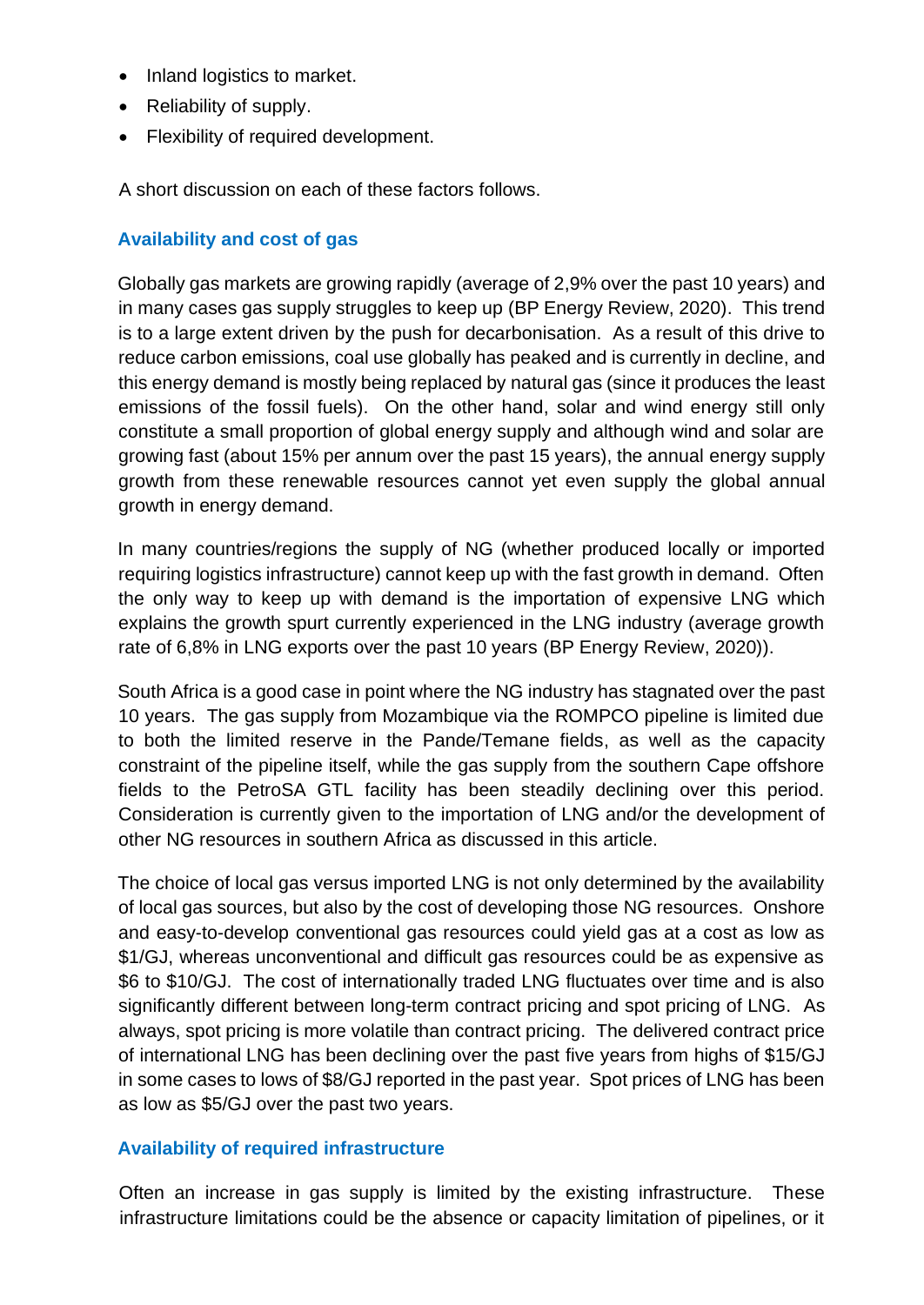- Inland logistics to market.
- Reliability of supply.
- Flexibility of required development.

A short discussion on each of these factors follows.

### Availability and cost of gas

Globally gas markets are growing rapidly (average of 2,9% over the past 10 years) and in many cases gas supply struggles to keep up (BP Energy Review, 2020). This trend is to a large extent driven by the push for decarbonisation. As a result of this drive to reduce carbon emissions, coal use globally has peaked and is currently in decline, and this energy demand is mostly being replaced by natural gas (since it produces the least emissions of the fossil fuels). On the other hand, solar and wind energy still only constitute a small proportion of global energy supply and although wind and solar are growing fast (about 15% per annum over the past 15 years), the annual energy supply growth from these renewable resources cannot yet even supply the global annual growth in energy demand.

In many countries/regions the supply of NG (whether produced locally or imported requiring logistics infrastructure) cannot keep up with the fast growth in demand. Often the only way to keep up with demand is the importation of expensive LNG which explains the growth spurt currently experienced in the LNG industry (average growth rate of 6,8% in LNG exports over the past 10 years (BP Energy Review, 2020)).

South Africa is a good case in point where the NG industry has stagnated over the past 10 years. The gas supply from Mozambique via the ROMPCO pipeline is limited due to both the limited reserve in the Pande/Temane fields, as well as the capacity constraint of the pipeline itself, while the gas supply from the southern Cape offshore fields to the PetroSA GTL facility has been steadily declining over this period. Consideration is currently given to the importation of LNG and/or the development of other NG resources in southern Africa as discussed in this article.

The choice of local gas versus imported LNG is not only determined by the availability of local gas sources, but also by the cost of developing those NG resources. Onshore and easy-to-develop conventional gas resources could yield gas at a cost as low as \$1/GJ, whereas unconventional and difficult gas resources could be as expensive as \$6 to \$10/GJ. The cost of internationally traded LNG fluctuates over time and is also significantly different between long-term contract pricing and spot pricing of LNG. As always, spot pricing is more volatile than contract pricing. The delivered contract price of international LNG has been declining over the past five years from highs of \$15/GJ in some cases to lows of \$8/GJ reported in the past year. Spot prices of LNG has been as low as \$5/GJ over the past two years.

### Availability of required infrastructure

Often an increase in gas supply is limited by the existing infrastructure. These infrastructure limitations could be the absence or capacity limitation of pipelines, or it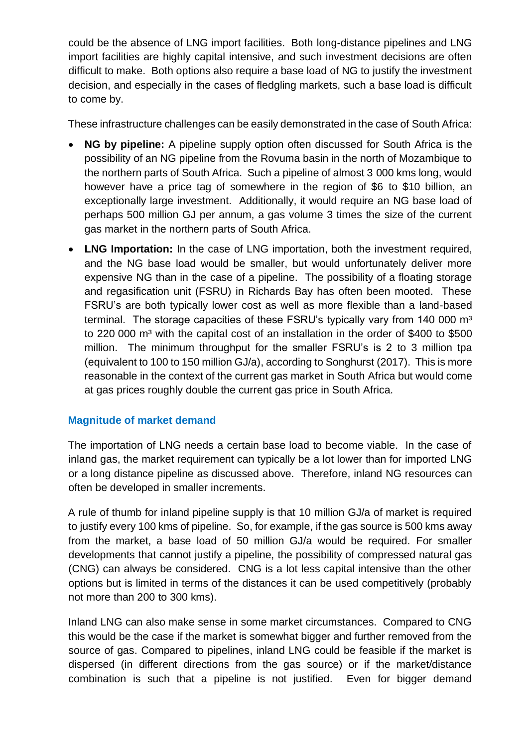could be the absence of LNG import facilities. Both long-distance pipelines and LNG import facilities are highly capital intensive, and such investment decisions are often difficult to make. Both options also require a base load of NG to justify the investment decision, and especially in the cases of fledgling markets, such a base load is difficult to come by.

These infrastructure challenges can be easily demonstrated in the case of South Africa:

- **NG by pipeline:** A pipeline supply option often discussed for South Africa is the possibility of an NG pipeline from the Rovuma basin in the north of Mozambique to the northern parts of South Africa. Such a pipeline of almost 3 000 kms long, would however have a price tag of somewhere in the region of \$6 to \$10 billion, an exceptionally large investment. Additionally, it would require an NG base load of perhaps 500 million GJ per annum, a gas volume 3 times the size of the current gas market in the northern parts of South Africa.
- **LNG Importation:** In the case of LNG importation, both the investment required, and the NG base load would be smaller, but would unfortunately deliver more expensive NG than in the case of a pipeline. The possibility of a floating storage and regasification unit (FSRU) in Richards Bay has often been mooted. These FSRU's are both typically lower cost as well as more flexible than a land-based terminal. The storage capacities of these FSRU's typically vary from 140 000 m³ to 220 000 m³ with the capital cost of an installation in the order of \$400 to \$500 million. The minimum throughput for the smaller FSRU's is 2 to 3 million tpa (equivalent to 100 to 150 million GJ/a), according to Songhurst (2017). This is more reasonable in the context of the current gas market in South Africa but would come at gas prices roughly double the current gas price in South Africa.

### Magnitude of market demand

The importation of LNG needs a certain base load to become viable. In the case of inland gas, the market requirement can typically be a lot lower than for imported LNG or a long distance pipeline as discussed above. Therefore, inland NG resources can often be developed in smaller increments.

A rule of thumb for inland pipeline supply is that 10 million GJ/a of market is required to justify every 100 kms of pipeline. So, for example, if the gas source is 500 kms away from the market, a base load of 50 million GJ/a would be required. For smaller developments that cannot justify a pipeline, the possibility of compressed natural gas (CNG) can always be considered. CNG is a lot less capital intensive than the other options but is limited in terms of the distances it can be used competitively (probably not more than 200 to 300 kms).

Inland LNG can also make sense in some market circumstances. Compared to CNG this would be the case if the market is somewhat bigger and further removed from the source of gas. Compared to pipelines, inland LNG could be feasible if the market is dispersed (in different directions from the gas source) or if the market/distance combination is such that a pipeline is not justified. Even for bigger demand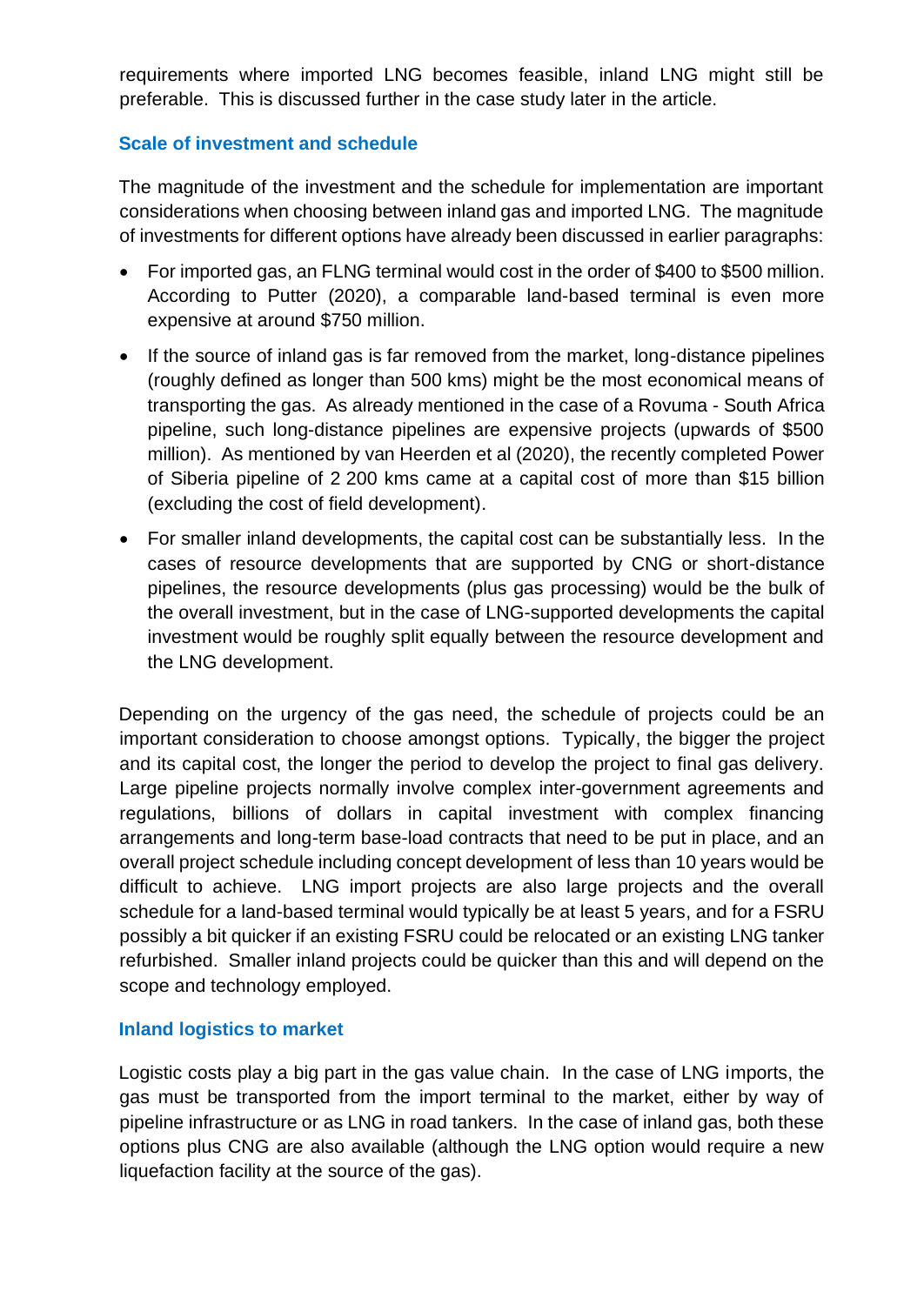requirements where imported LNG becomes feasible, inland LNG might still be preferable. This is discussed further in the case study later in the article.

### Scale of investment and schedule

The magnitude of the investment and the schedule for implementation are important considerations when choosing between inland gas and imported LNG. The magnitude of investments for different options have already been discussed in earlier paragraphs:

- For imported gas, an FLNG terminal would cost in the order of $400 to $500 million. According to Putter (2020), a comparable land-based terminal is even more expensive at around $750 million.
- If the source of inland gas is far removed from the market, long-distance pipelines (roughly defined as longer than 500 kms) might be the most economical means of transporting the gas. As already mentioned in the case of a Rovuma - South Africa pipeline, such long-distance pipelines are expensive projects (upwards of $500 million). As mentioned by van Heerden et al (2020), the recently completed Power of Siberia pipeline of 2 200 kms came at a capital cost of more than $15 billion (excluding the cost of field development).
- For smaller inland developments, the capital cost can be substantially less. In the cases of resource developments that are supported by CNG or short-distance pipelines, the resource developments (plus gas processing) would be the bulk of the overall investment, but in the case of LNG-supported developments the capital investment would be roughly split equally between the resource development and the LNG development.

Depending on the urgency of the gas need, the schedule of projects could be an important consideration to choose amongst options. Typically, the bigger the project and its capital cost, the longer the period to develop the project to final gas delivery. Large pipeline projects normally involve complex inter-government agreements and regulations, billions of dollars in capital investment with complex financing arrangements and long-term base-load contracts that need to be put in place, and an overall project schedule including concept development of less than 10 years would be difficult to achieve. LNG import projects are also large projects and the overall schedule for a land-based terminal would typically be at least 5 years, and for a FSRU possibly a bit quicker if an existing FSRU could be relocated or an existing LNG tanker refurbished. Smaller inland projects could be quicker than this and will depend on the scope and technology employed.

### Inland logistics to market

Logistic costs play a big part in the gas value chain. In the case of LNG imports, the gas must be transported from the import terminal to the market, either by way of pipeline infrastructure or as LNG in road tankers. In the case of inland gas, both these options plus CNG are also available (although the LNG option would require a new liquefaction facility at the source of the gas).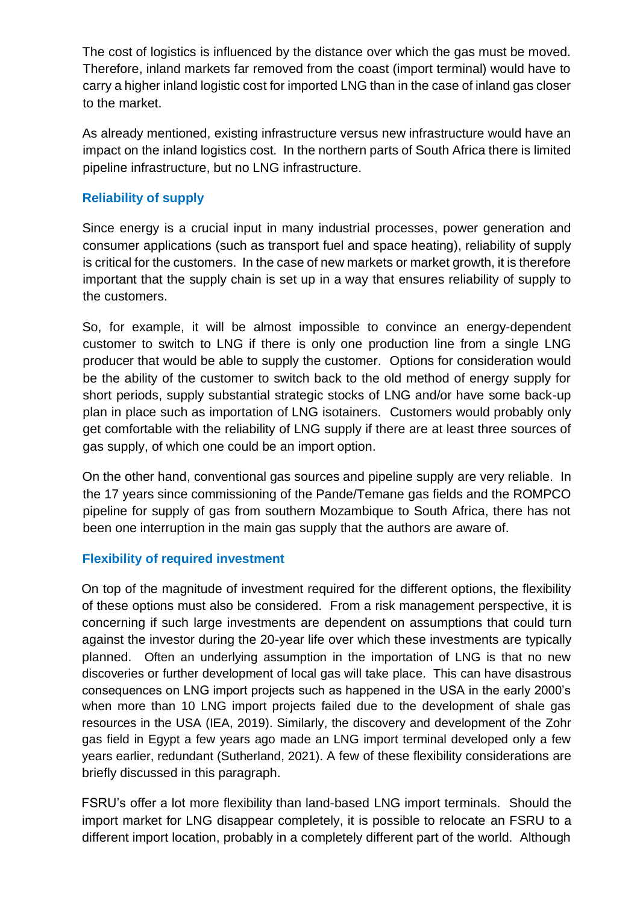The cost of logistics is influenced by the distance over which the gas must be moved. Therefore, inland markets far removed from the coast (import terminal) would have to carry a higher inland logistic cost for imported LNG than in the case of inland gas closer to the market.

As already mentioned, existing infrastructure versus new infrastructure would have an impact on the inland logistics cost. In the northern parts of South Africa there is limited pipeline infrastructure, but no LNG infrastructure.

### Reliability of supply

Since energy is a crucial input in many industrial processes, power generation and consumer applications (such as transport fuel and space heating), reliability of supply is critical for the customers. In the case of new markets or market growth, it is therefore important that the supply chain is set up in a way that ensures reliability of supply to the customers.

So, for example, it will be almost impossible to convince an energy-dependent customer to switch to LNG if there is only one production line from a single LNG producer that would be able to supply the customer. Options for consideration would be the ability of the customer to switch back to the old method of energy supply for short periods, supply substantial strategic stocks of LNG and/or have some back-up plan in place such as importation of LNG isotainers. Customers would probably only get comfortable with the reliability of LNG supply if there are at least three sources of gas supply, of which one could be an import option.

On the other hand, conventional gas sources and pipeline supply are very reliable. In the 17 years since commissioning of the Pande/Temane gas fields and the ROMPCO pipeline for supply of gas from southern Mozambique to South Africa, there has not been one interruption in the main gas supply that the authors are aware of.

### Flexibility of required investment

On top of the magnitude of investment required for the different options, the flexibility of these options must also be considered. From a risk management perspective, it is concerning if such large investments are dependent on assumptions that could turn against the investor during the 20-year life over which these investments are typically planned. Often an underlying assumption in the importation of LNG is that no new discoveries or further development of local gas will take place. This can have disastrous consequences on LNG import projects such as happened in the USA in the early 2000's when more than 10 LNG import projects failed due to the development of shale gas resources in the USA (IEA, 2019). Similarly, the discovery and development of the Zohr gas field in Egypt a few years ago made an LNG import terminal developed only a few years earlier, redundant (Sutherland, 2021). A few of these flexibility considerations are briefly discussed in this paragraph.

FSRU's offer a lot more flexibility than land-based LNG import terminals. Should the import market for LNG disappear completely, it is possible to relocate an FSRU to a different import location, probably in a completely different part of the world. Although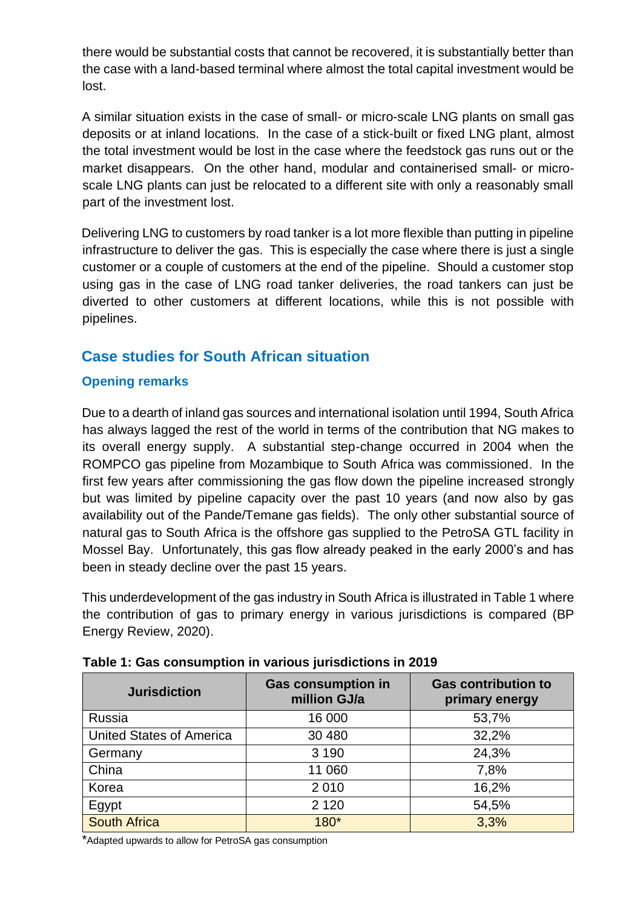there would be substantial costs that cannot be recovered, it is substantially better than the case with a land-based terminal where almost the total capital investment would be lost.

A similar situation exists in the case of small- or micro-scale LNG plants on small gas deposits or at inland locations. In the case of a stick-built or fixed LNG plant, almost the total investment would be lost in the case where the feedstock gas runs out or the market disappears. On the other hand, modular and containerised small- or micro-scale LNG plants can just be relocated to a different site with only a reasonably small part of the investment lost.

Delivering LNG to customers by road tanker is a lot more flexible than putting in pipeline infrastructure to deliver the gas. This is especially the case where there is just a single customer or a couple of customers at the end of the pipeline. Should a customer stop using gas in the case of LNG road tanker deliveries, the road tankers can just be diverted to other customers at different locations, while this is not possible with pipelines.

## Case studies for South African situation

### Opening remarks

Due to a dearth of inland gas sources and international isolation until 1994, South Africa has always lagged the rest of the world in terms of the contribution that NG makes to its overall energy supply. A substantial step-change occurred in 2004 when the ROMPCO gas pipeline from Mozambique to South Africa was commissioned. In the first few years after commissioning the gas flow down the pipeline increased strongly but was limited by pipeline capacity over the past 10 years (and now also by gas availability out of the Pande/Temane gas fields). The only other substantial source of natural gas to South Africa is the offshore gas supplied to the PetroSA GTL facility in Mossel Bay. Unfortunately, this gas flow already peaked in the early 2000's and has been in steady decline over the past 15 years.

This underdevelopment of the gas industry in South Africa is illustrated in Table 1 where the contribution of gas to primary energy in various jurisdictions is compared (BP Energy Review, 2020).

**Table 1: Gas consumption in various jurisdictions in 2019**

| Jurisdiction | Gas consumption in million GJ/a | Gas contribution to primary energy |
|---|---|---|
| Russia | 16 000 | 53,7% |
| United States of America | 30 480 | 32,2% |
| Germany | 3 190 | 24,3% |
| China | 11 060 | 7,8% |
| Korea | 2 010 | 16,2% |
| Egypt | 2 120 | 54,5% |
| South Africa | 180* | 3,3% |

*Adapted upwards to allow for PetroSA gas consumption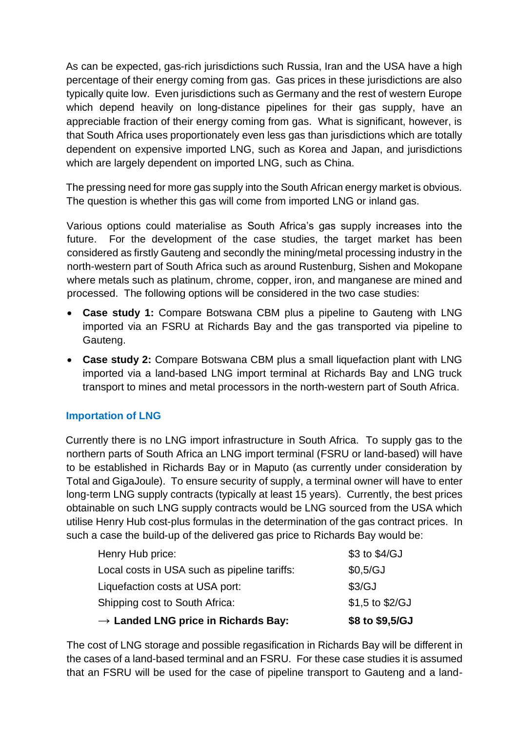As can be expected, gas-rich jurisdictions such Russia, Iran and the USA have a high percentage of their energy coming from gas. Gas prices in these jurisdictions are also typically quite low. Even jurisdictions such as Germany and the rest of western Europe which depend heavily on long-distance pipelines for their gas supply, have an appreciable fraction of their energy coming from gas. What is significant, however, is that South Africa uses proportionately even less gas than jurisdictions which are totally dependent on expensive imported LNG, such as Korea and Japan, and jurisdictions which are largely dependent on imported LNG, such as China.

The pressing need for more gas supply into the South African energy market is obvious. The question is whether this gas will come from imported LNG or inland gas.

Various options could materialise as South Africa's gas supply increases into the future. For the development of the case studies, the target market has been considered as firstly Gauteng and secondly the mining/metal processing industry in the north-western part of South Africa such as around Rustenburg, Sishen and Mokopane where metals such as platinum, chrome, copper, iron, and manganese are mined and processed. The following options will be considered in the two case studies:

- **Case study 1:** Compare Botswana CBM plus a pipeline to Gauteng with LNG imported via an FSRU at Richards Bay and the gas transported via pipeline to Gauteng.
- **Case study 2:** Compare Botswana CBM plus a small liquefaction plant with LNG imported via a land-based LNG import terminal at Richards Bay and LNG truck transport to mines and metal processors in the north-western part of South Africa.

## Importation of LNG

Currently there is no LNG import infrastructure in South Africa. To supply gas to the northern parts of South Africa an LNG import terminal (FSRU or land-based) will have to be established in Richards Bay or in Maputo (as currently under consideration by Total and GigaJoule). To ensure security of supply, a terminal owner will have to enter long-term LNG supply contracts (typically at least 15 years). Currently, the best prices obtainable on such LNG supply contracts would be LNG sourced from the USA which utilise Henry Hub cost-plus formulas in the determination of the gas contract prices. In such a case the build-up of the delivered gas price to Richards Bay would be:

| | |
|---|---|
| Henry Hub price: | \$3 to \$4/GJ |
| Local costs in USA such as pipeline tariffs: | \$0,5/GJ |
| Liquefaction costs at USA port: | \$3/GJ |
| Shipping cost to South Africa: | \$1,5 to \$2/GJ |
| → **Landed LNG price in Richards Bay:** | **\$8 to \$9,5/GJ** |

The cost of LNG storage and possible regasification in Richards Bay will be different in the cases of a land-based terminal and an FSRU. For these case studies it is assumed that an FSRU will be used for the case of pipeline transport to Gauteng and a land-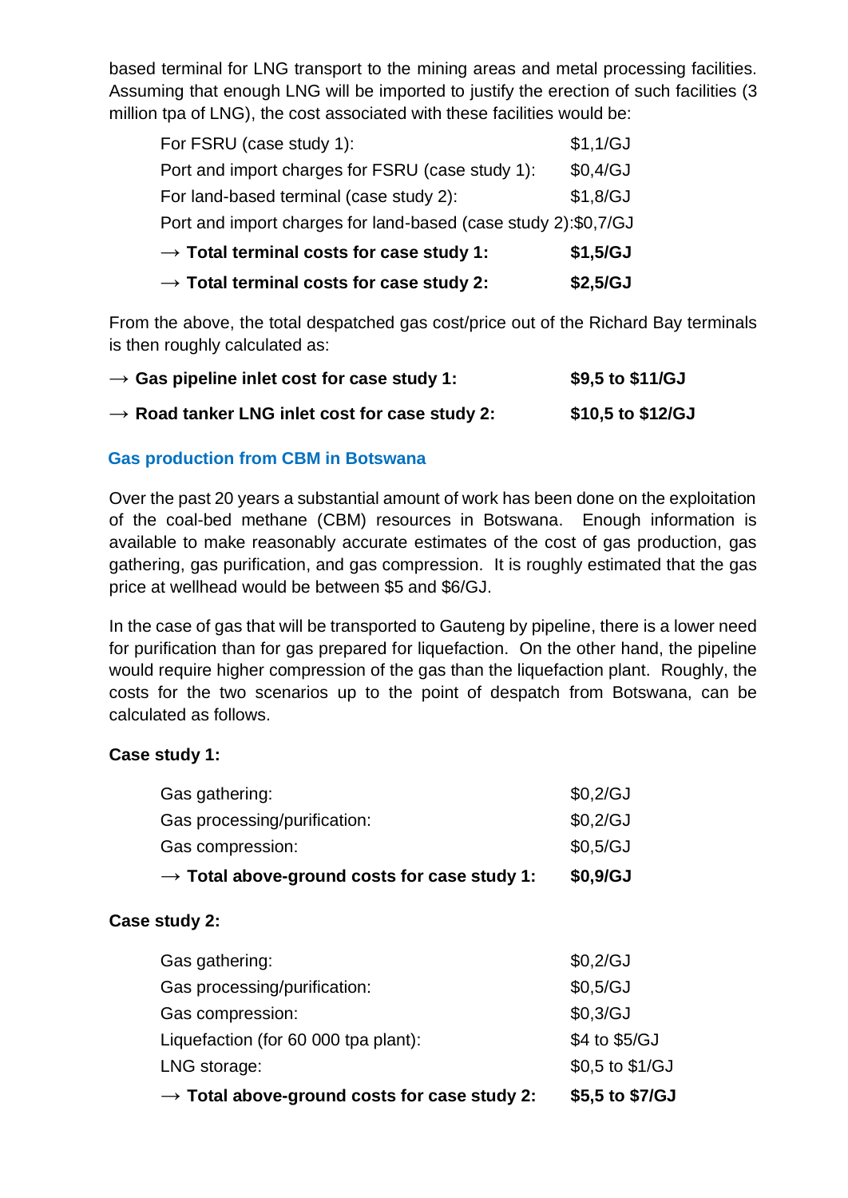based terminal for LNG transport to the mining areas and metal processing facilities. Assuming that enough LNG will be imported to justify the erection of such facilities (3 million tpa of LNG), the cost associated with these facilities would be:

| | |
|---|---|
| For FSRU (case study 1): | $1,1/GJ |
| Port and import charges for FSRU (case study 1): | $0,4/GJ |
| For land-based terminal (case study 2): | $1,8/GJ |
| Port and import charges for land-based (case study 2): | $0,7/GJ |
| **→ Total terminal costs for case study 1:** | **$1,5/GJ** |
| **→ Total terminal costs for case study 2:** | **$2,5/GJ** |

From the above, the total despatched gas cost/price out of the Richard Bay terminals is then roughly calculated as:

| | |
|---|---|
| **→ Gas pipeline inlet cost for case study 1:** | **$9,5 to $11/GJ** |
| **→ Road tanker LNG inlet cost for case study 2:** | **$10,5 to $12/GJ** |

### Gas production from CBM in Botswana

Over the past 20 years a substantial amount of work has been done on the exploitation of the coal-bed methane (CBM) resources in Botswana. Enough information is available to make reasonably accurate estimates of the cost of gas production, gas gathering, gas purification, and gas compression. It is roughly estimated that the gas price at wellhead would be between $5 and $6/GJ.

In the case of gas that will be transported to Gauteng by pipeline, there is a lower need for purification than for gas prepared for liquefaction. On the other hand, the pipeline would require higher compression of the gas than the liquefaction plant. Roughly, the costs for the two scenarios up to the point of despatch from Botswana, can be calculated as follows.

**Case study 1:**

| | |
|---|---|
| Gas gathering: | $0,2/GJ |
| Gas processing/purification: | $0,2/GJ |
| Gas compression: | $0,5/GJ |
| **→ Total above-ground costs for case study 1:** | **$0,9/GJ** |

**Case study 2:**

| | |
|---|---|
| Gas gathering: | $0,2/GJ |
| Gas processing/purification: | $0,5/GJ |
| Gas compression: | $0,3/GJ |
| Liquefaction (for 60 000 tpa plant): | $4 to $5/GJ |
| LNG storage: | $0,5 to $1/GJ |
| **→ Total above-ground costs for case study 2:** | **$5,5 to $7/GJ** |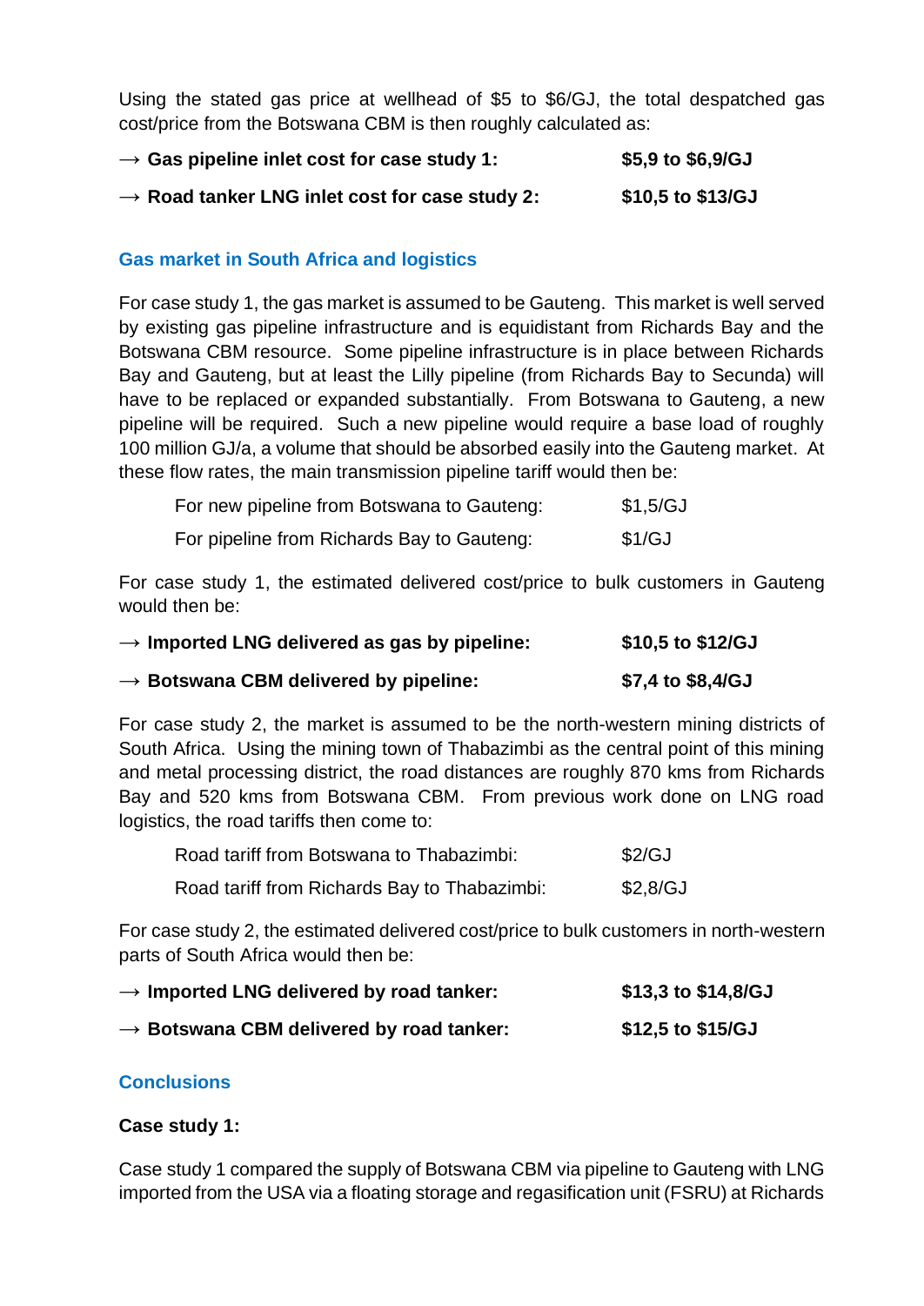Using the stated gas price at wellhead of $5 to $6/GJ, the total despatched gas cost/price from the Botswana CBM is then roughly calculated as:

→ **Gas pipeline inlet cost for case study 1:** **$5,9 to $6,9/GJ**

→ **Road tanker LNG inlet cost for case study 2:** **$10,5 to $13/GJ**

## Gas market in South Africa and logistics

For case study 1, the gas market is assumed to be Gauteng. This market is well served by existing gas pipeline infrastructure and is equidistant from Richards Bay and the Botswana CBM resource. Some pipeline infrastructure is in place between Richards Bay and Gauteng, but at least the Lilly pipeline (from Richards Bay to Secunda) will have to be replaced or expanded substantially. From Botswana to Gauteng, a new pipeline will be required. Such a new pipeline would require a base load of roughly 100 million GJ/a, a volume that should be absorbed easily into the Gauteng market. At these flow rates, the main transmission pipeline tariff would then be:

For new pipeline from Botswana to Gauteng: $1,5/GJ

For pipeline from Richards Bay to Gauteng: $1/GJ

For case study 1, the estimated delivered cost/price to bulk customers in Gauteng would then be:

→ **Imported LNG delivered as gas by pipeline:** **$10,5 to $12/GJ**

→ **Botswana CBM delivered by pipeline:** **$7,4 to $8,4/GJ**

For case study 2, the market is assumed to be the north-western mining districts of South Africa. Using the mining town of Thabazimbi as the central point of this mining and metal processing district, the road distances are roughly 870 kms from Richards Bay and 520 kms from Botswana CBM. From previous work done on LNG road logistics, the road tariffs then come to:

Road tariff from Botswana to Thabazimbi: $2/GJ

Road tariff from Richards Bay to Thabazimbi: $2,8/GJ

For case study 2, the estimated delivered cost/price to bulk customers in north-western parts of South Africa would then be:

→ **Imported LNG delivered by road tanker:** **$13,3 to $14,8/GJ**

→ **Botswana CBM delivered by road tanker:** **$12,5 to $15/GJ**

## Conclusions

**Case study 1:**

Case study 1 compared the supply of Botswana CBM via pipeline to Gauteng with LNG imported from the USA via a floating storage and regasification unit (FSRU) at Richards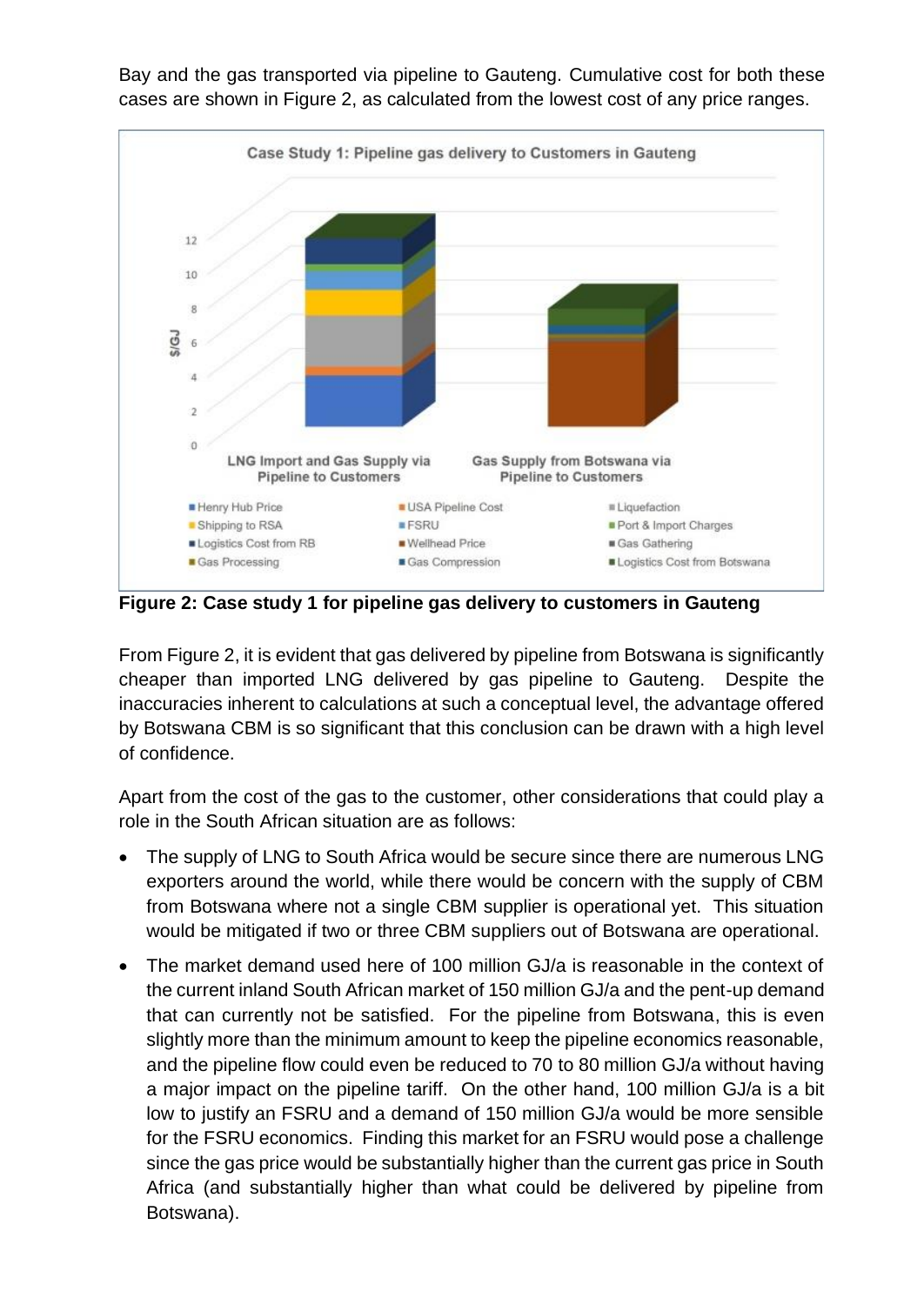Bay and the gas transported via pipeline to Gauteng. Cumulative cost for both these cases are shown in Figure 2, as calculated from the lowest cost of any price ranges.

**Figure 2: Case study 1 for pipeline gas delivery to customers in Gauteng**

From Figure 2, it is evident that gas delivered by pipeline from Botswana is significantly cheaper than imported LNG delivered by gas pipeline to Gauteng. Despite the inaccuracies inherent to calculations at such a conceptual level, the advantage offered by Botswana CBM is so significant that this conclusion can be drawn with a high level of confidence.

Apart from the cost of the gas to the customer, other considerations that could play a role in the South African situation are as follows:

- The supply of LNG to South Africa would be secure since there are numerous LNG exporters around the world, while there would be concern with the supply of CBM from Botswana where not a single CBM supplier is operational yet. This situation would be mitigated if two or three CBM suppliers out of Botswana are operational.
- The market demand used here of 100 million GJ/a is reasonable in the context of the current inland South African market of 150 million GJ/a and the pent-up demand that can currently not be satisfied. For the pipeline from Botswana, this is even slightly more than the minimum amount to keep the pipeline economics reasonable, and the pipeline flow could even be reduced to 70 to 80 million GJ/a without having a major impact on the pipeline tariff. On the other hand, 100 million GJ/a is a bit low to justify an FSRU and a demand of 150 million GJ/a would be more sensible for the FSRU economics. Finding this market for an FSRU would pose a challenge since the gas price would be substantially higher than the current gas price in South Africa (and substantially higher than what could be delivered by pipeline from Botswana).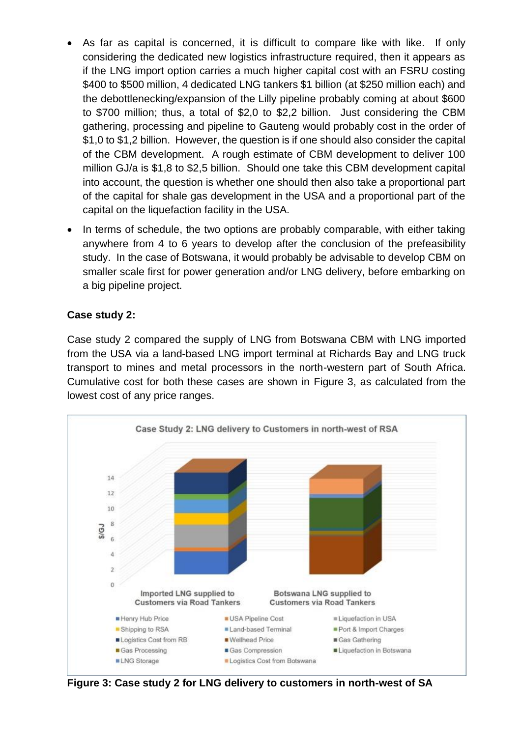- As far as capital is concerned, it is difficult to compare like with like. If only considering the dedicated new logistics infrastructure required, then it appears as if the LNG import option carries a much higher capital cost with an FSRU costing $400 to $500 million, 4 dedicated LNG tankers $1 billion (at $250 million each) and the debottlenecking/expansion of the Lilly pipeline probably coming at about $600 to $700 million; thus, a total of $2,0 to $2,2 billion. Just considering the CBM gathering, processing and pipeline to Gauteng would probably cost in the order of $1,0 to $1,2 billion. However, the question is if one should also consider the capital of the CBM development. A rough estimate of CBM development to deliver 100 million GJ/a is $1,8 to $2,5 billion. Should one take this CBM development capital into account, the question is whether one should then also take a proportional part of the capital for shale gas development in the USA and a proportional part of the capital on the liquefaction facility in the USA.
- In terms of schedule, the two options are probably comparable, with either taking anywhere from 4 to 6 years to develop after the conclusion of the prefeasibility study. In the case of Botswana, it would probably be advisable to develop CBM on smaller scale first for power generation and/or LNG delivery, before embarking on a big pipeline project.

**Case study 2:**

Case study 2 compared the supply of LNG from Botswana CBM with LNG imported from the USA via a land-based LNG import terminal at Richards Bay and LNG truck transport to mines and metal processors in the north-western part of South Africa. Cumulative cost for both these cases are shown in Figure 3, as calculated from the lowest cost of any price ranges.

**Figure 3: Case study 2 for LNG delivery to customers in north-west of SA**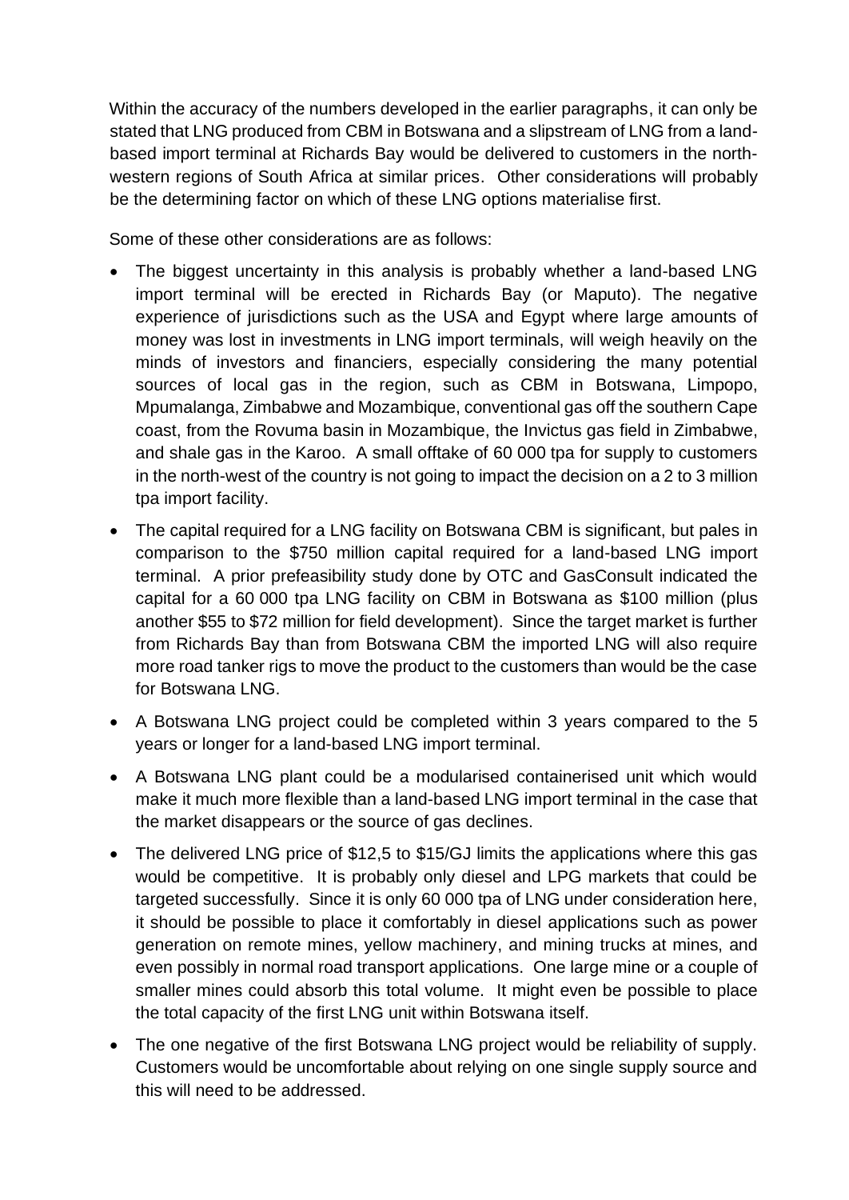Within the accuracy of the numbers developed in the earlier paragraphs, it can only be stated that LNG produced from CBM in Botswana and a slipstream of LNG from a land-based import terminal at Richards Bay would be delivered to customers in the north-western regions of South Africa at similar prices. Other considerations will probably be the determining factor on which of these LNG options materialise first.

Some of these other considerations are as follows:

- The biggest uncertainty in this analysis is probably whether a land-based LNG import terminal will be erected in Richards Bay (or Maputo). The negative experience of jurisdictions such as the USA and Egypt where large amounts of money was lost in investments in LNG import terminals, will weigh heavily on the minds of investors and financiers, especially considering the many potential sources of local gas in the region, such as CBM in Botswana, Limpopo, Mpumalanga, Zimbabwe and Mozambique, conventional gas off the southern Cape coast, from the Rovuma basin in Mozambique, the Invictus gas field in Zimbabwe, and shale gas in the Karoo. A small offtake of 60 000 tpa for supply to customers in the north-west of the country is not going to impact the decision on a 2 to 3 million tpa import facility.
- The capital required for a LNG facility on Botswana CBM is significant, but pales in comparison to the $750 million capital required for a land-based LNG import terminal. A prior prefeasibility study done by OTC and GasConsult indicated the capital for a 60 000 tpa LNG facility on CBM in Botswana as $100 million (plus another $55 to $72 million for field development). Since the target market is further from Richards Bay than from Botswana CBM the imported LNG will also require more road tanker rigs to move the product to the customers than would be the case for Botswana LNG.
- A Botswana LNG project could be completed within 3 years compared to the 5 years or longer for a land-based LNG import terminal.
- A Botswana LNG plant could be a modularised containerised unit which would make it much more flexible than a land-based LNG import terminal in the case that the market disappears or the source of gas declines.
- The delivered LNG price of $12,5 to $15/GJ limits the applications where this gas would be competitive. It is probably only diesel and LPG markets that could be targeted successfully. Since it is only 60 000 tpa of LNG under consideration here, it should be possible to place it comfortably in diesel applications such as power generation on remote mines, yellow machinery, and mining trucks at mines, and even possibly in normal road transport applications. One large mine or a couple of smaller mines could absorb this total volume. It might even be possible to place the total capacity of the first LNG unit within Botswana itself.
- The one negative of the first Botswana LNG project would be reliability of supply. Customers would be uncomfortable about relying on one single supply source and this will need to be addressed.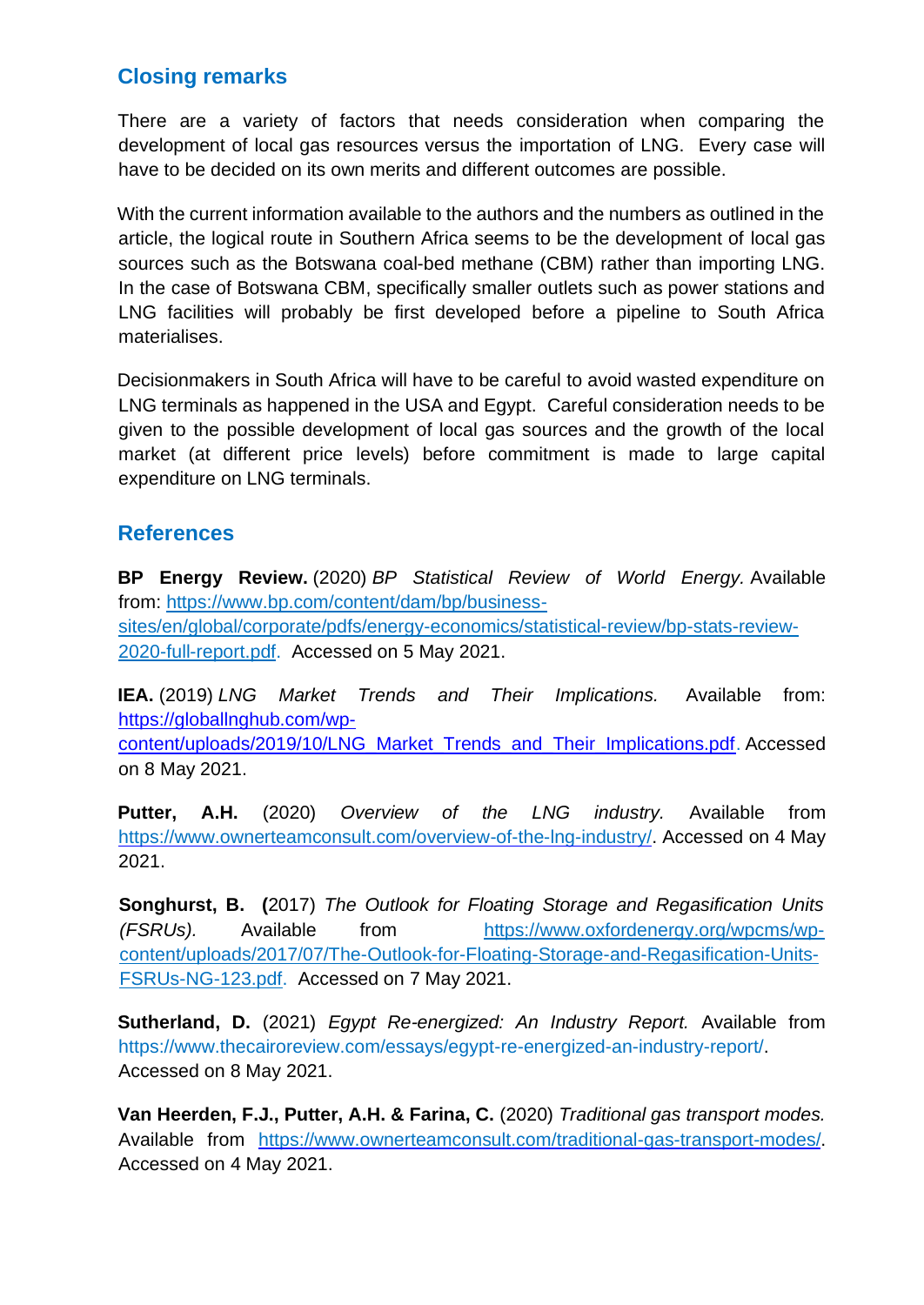## Closing remarks

There are a variety of factors that needs consideration when comparing the development of local gas resources versus the importation of LNG. Every case will have to be decided on its own merits and different outcomes are possible.

With the current information available to the authors and the numbers as outlined in the article, the logical route in Southern Africa seems to be the development of local gas sources such as the Botswana coal-bed methane (CBM) rather than importing LNG. In the case of Botswana CBM, specifically smaller outlets such as power stations and LNG facilities will probably be first developed before a pipeline to South Africa materialises.

Decisionmakers in South Africa will have to be careful to avoid wasted expenditure on LNG terminals as happened in the USA and Egypt. Careful consideration needs to be given to the possible development of local gas sources and the growth of the local market (at different price levels) before commitment is made to large capital expenditure on LNG terminals.

## References

**BP Energy Review.** (2020) *BP Statistical Review of World Energy.* Available from: https://www.bp.com/content/dam/bp/business-sites/en/global/corporate/pdfs/energy-economics/statistical-review/bp-stats-review-2020-full-report.pdf. Accessed on 5 May 2021.

**IEA.** (2019) *LNG Market Trends and Their Implications.* Available from: https://globallnghub.com/wp-content/uploads/2019/10/LNG_Market_Trends_and_Their_Implications.pdf. Accessed on 8 May 2021.

**Putter, A.H.** (2020) *Overview of the LNG industry.* Available from https://www.ownerteamconsult.com/overview-of-the-lng-industry/. Accessed on 4 May 2021.

**Songhurst, B. (**2017) *The Outlook for Floating Storage and Regasification Units (FSRUs).* Available from https://www.oxfordenergy.org/wpcms/wp-content/uploads/2017/07/The-Outlook-for-Floating-Storage-and-Regasification-Units-FSRUs-NG-123.pdf. Accessed on 7 May 2021.

**Sutherland, D.** (2021) *Egypt Re-energized: An Industry Report.* Available from https://www.thecairoreview.com/essays/egypt-re-energized-an-industry-report/. Accessed on 8 May 2021.

**Van Heerden, F.J., Putter, A.H. & Farina, C.** (2020) *Traditional gas transport modes.* Available from https://www.ownerteamconsult.com/traditional-gas-transport-modes/. Accessed on 4 May 2021.